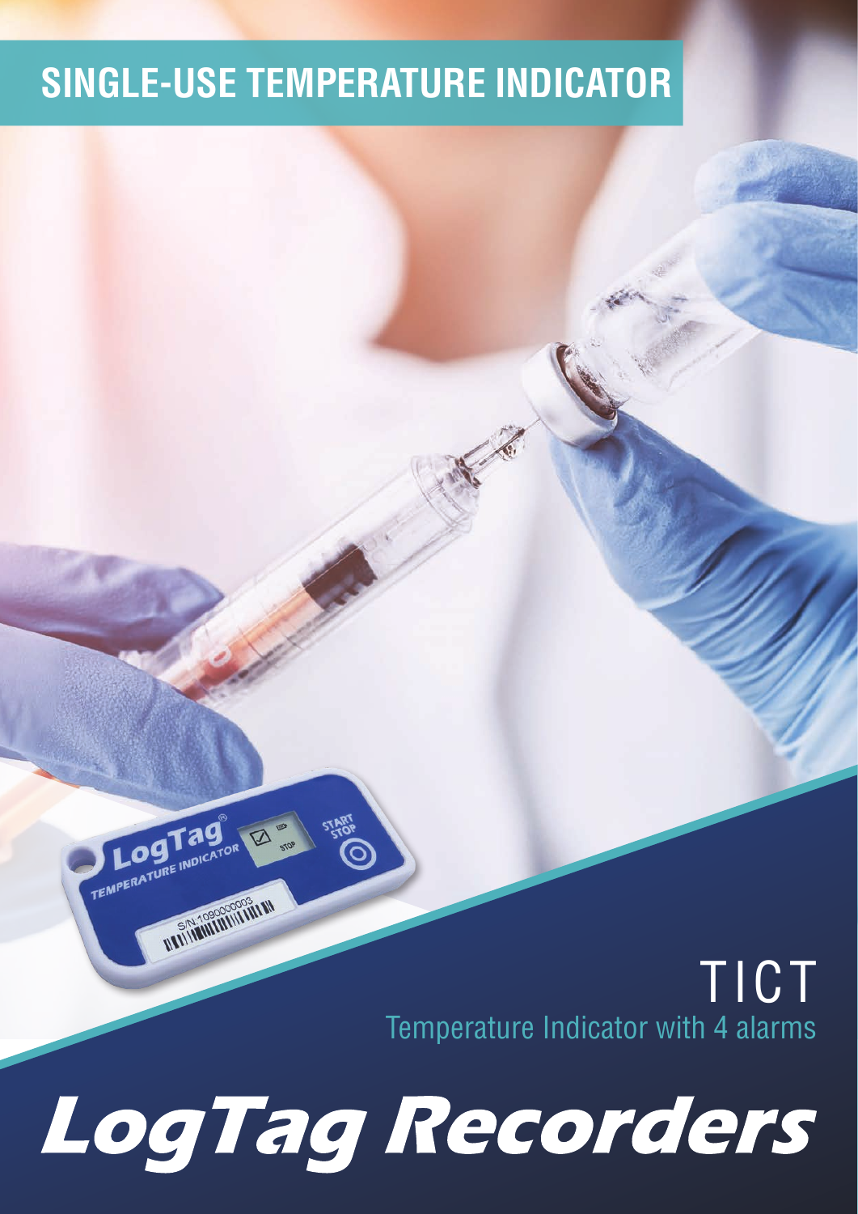# SINGLE-USE TEMPERATURE INDICATOR

## TICT

Temperature Indicator with 4 alarms

# LogTag Recorders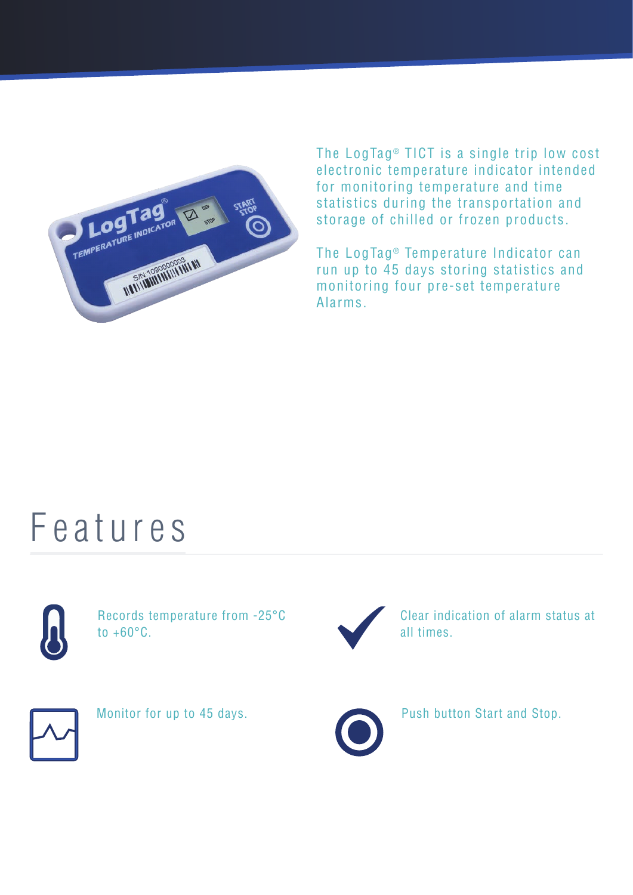The LogTag® TICT is a single trip low cost electronic temperature indicator intended for monitoring temperature and time statistics during the transportation and storage of chilled or frozen products.

The LogTag® Temperature Indicator can run up to 45 days storing statistics and monitoring four pre-set temperature Alarms.

# Features

- Records temperature from -25°C to +60°C.
- Clear indication of alarm status at all times.
- Monitor for up to 45 days.
- Push button Start and Stop.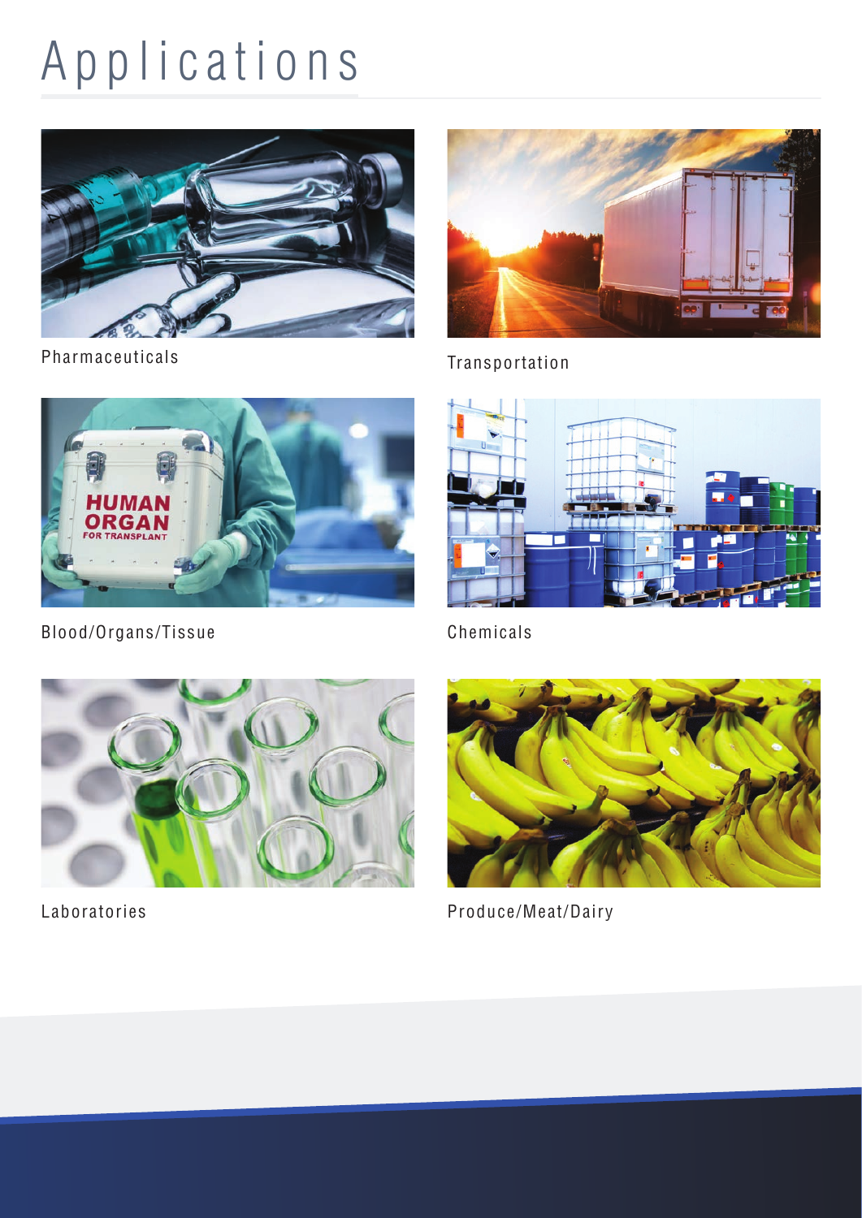# Applications

Pharmaceuticals

Transportation

Blood/Organs/Tissue

Chemicals

Laboratories

Produce/Meat/Dairy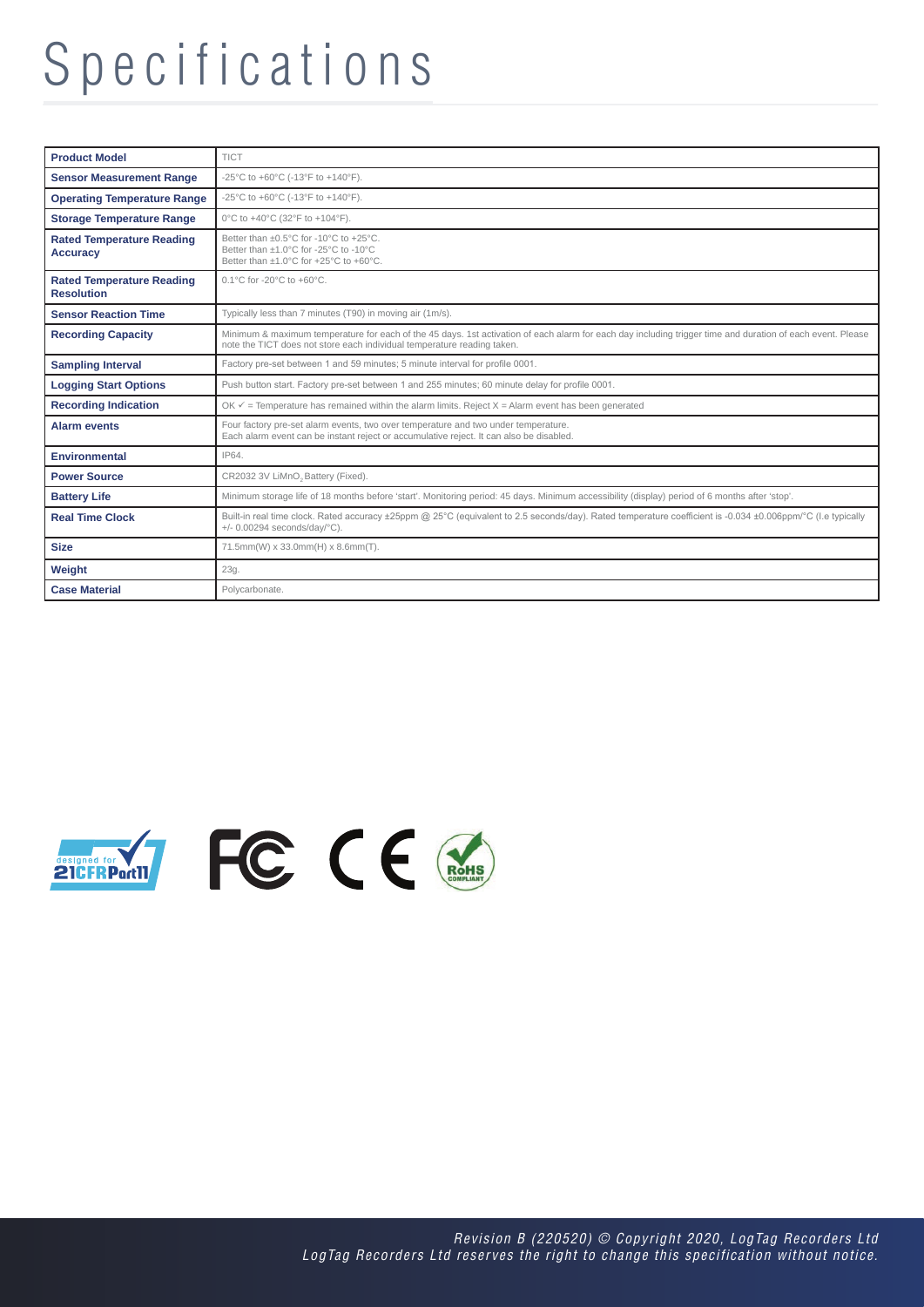# Specifications

| | |
|---|---|
| **Product Model** | TICT |
| **Sensor Measurement Range** | -25°C to +60°C (-13°F to +140°F). |
| **Operating Temperature Range** | -25°C to +60°C (-13°F to +140°F). |
| **Storage Temperature Range** | 0°C to +40°C (32°F to +104°F). |
| **Rated Temperature Reading Accuracy** | Better than ±0.5°C for -10°C to +25°C.<br>Better than ±1.0°C for -25°C to -10°C<br>Better than ±1.0°C for +25°C to +60°C. |
| **Rated Temperature Reading Resolution** | 0.1°C for -20°C to +60°C. |
| **Sensor Reaction Time** | Typically less than 7 minutes (T90) in moving air (1m/s). |
| **Recording Capacity** | Minimum & maximum temperature for each of the 45 days. 1st activation of each alarm for each day including trigger time and duration of each event. Please note the TICT does not store each individual temperature reading taken. |
| **Sampling Interval** | Factory pre-set between 1 and 59 minutes; 5 minute interval for profile 0001. |
| **Logging Start Options** | Push button start. Factory pre-set between 1 and 255 minutes; 60 minute delay for profile 0001. |
| **Recording Indication** | OK ✓ = Temperature has remained within the alarm limits. Reject X = Alarm event has been generated |
| **Alarm events** | Four factory pre-set alarm events, two over temperature and two under temperature.<br>Each alarm event can be instant reject or accumulative reject. It can also be disabled. |
| **Environmental** | IP64. |
| **Power Source** | CR2032 3V $LiMnO_2$ Battery (Fixed). |
| **Battery Life** | Minimum storage life of 18 months before 'start'. Monitoring period: 45 days. Minimum accessibility (display) period of 6 months after 'stop'. |
| **Real Time Clock** | Built-in real time clock. Rated accuracy ±25ppm @ 25°C (equivalent to 2.5 seconds/day). Rated temperature coefficient is -0.034 ±0.006ppm/°C (I.e typically +/- 0.00294 seconds/day/°C). |
| **Size** | 71.5mm(W) x 33.0mm(H) x 8.6mm(T). |
| **Weight** | 23g. |
| **Case Material** | Polycarbonate. |

designed for 21CFR Part11 FC CE RoHS COMPLIANT

*Revision B (220520) © Copyright 2020, LogTag Recorders Ltd*
*LogTag Recorders Ltd reserves the right to change this specification without notice.*